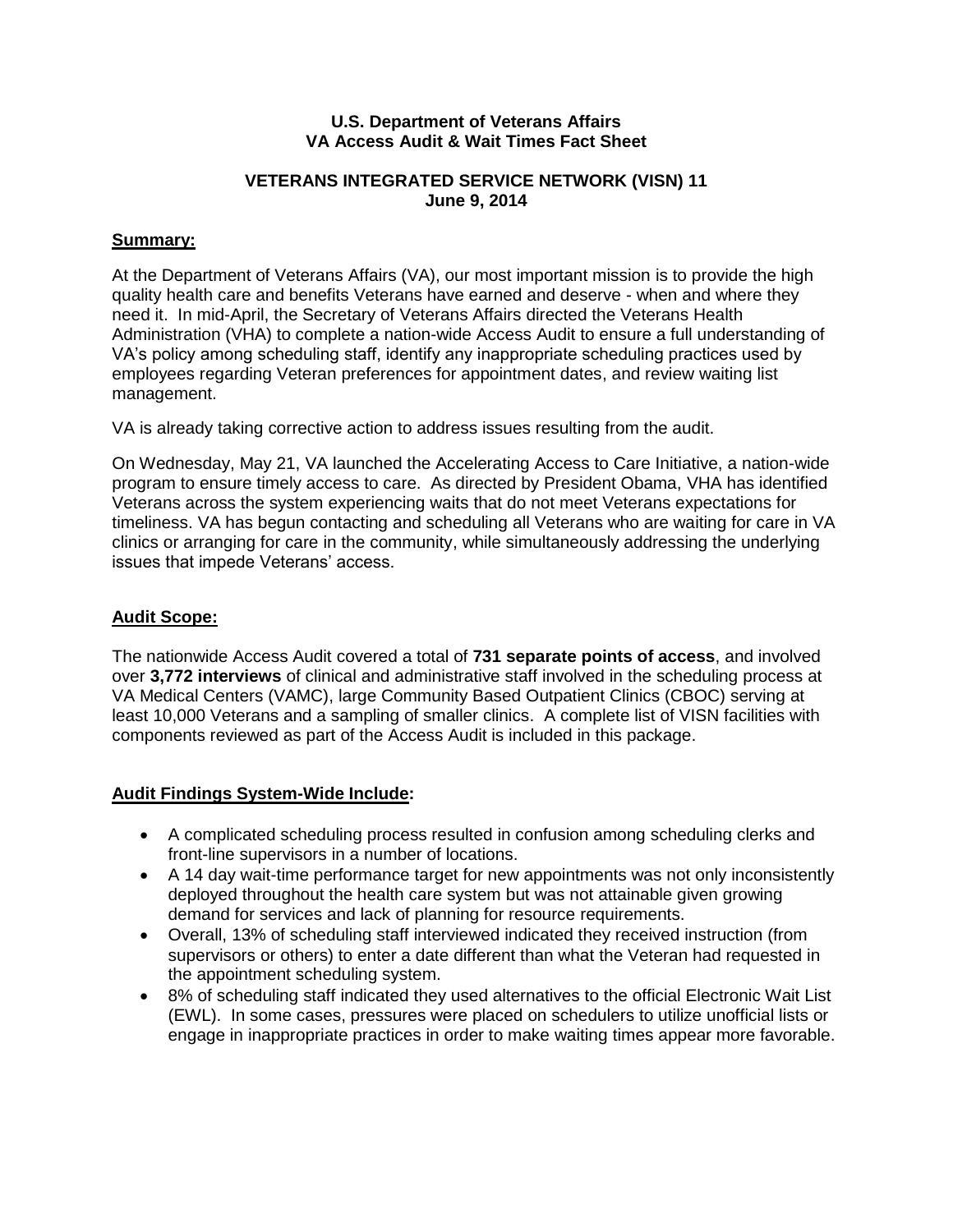**U.S. Department of Veterans Affairs**
**VA Access Audit & Wait Times Fact Sheet**

**VETERANS INTEGRATED SERVICE NETWORK (VISN) 11**
**June 9, 2014**

## Summary:

At the Department of Veterans Affairs (VA), our most important mission is to provide the high quality health care and benefits Veterans have earned and deserve - when and where they need it. In mid-April, the Secretary of Veterans Affairs directed the Veterans Health Administration (VHA) to complete a nation-wide Access Audit to ensure a full understanding of VA's policy among scheduling staff, identify any inappropriate scheduling practices used by employees regarding Veteran preferences for appointment dates, and review waiting list management.

VA is already taking corrective action to address issues resulting from the audit.

On Wednesday, May 21, VA launched the Accelerating Access to Care Initiative, a nation-wide program to ensure timely access to care. As directed by President Obama, VHA has identified Veterans across the system experiencing waits that do not meet Veterans expectations for timeliness. VA has begun contacting and scheduling all Veterans who are waiting for care in VA clinics or arranging for care in the community, while simultaneously addressing the underlying issues that impede Veterans' access.

## Audit Scope:

The nationwide Access Audit covered a total of **731 separate points of access**, and involved over **3,772 interviews** of clinical and administrative staff involved in the scheduling process at VA Medical Centers (VAMC), large Community Based Outpatient Clinics (CBOC) serving at least 10,000 Veterans and a sampling of smaller clinics. A complete list of VISN facilities with components reviewed as part of the Access Audit is included in this package.

## Audit Findings System-Wide Include:

- A complicated scheduling process resulted in confusion among scheduling clerks and front-line supervisors in a number of locations.
- A 14 day wait-time performance target for new appointments was not only inconsistently deployed throughout the health care system but was not attainable given growing demand for services and lack of planning for resource requirements.
- Overall, 13% of scheduling staff interviewed indicated they received instruction (from supervisors or others) to enter a date different than what the Veteran had requested in the appointment scheduling system.
- 8% of scheduling staff indicated they used alternatives to the official Electronic Wait List (EWL). In some cases, pressures were placed on schedulers to utilize unofficial lists or engage in inappropriate practices in order to make waiting times appear more favorable.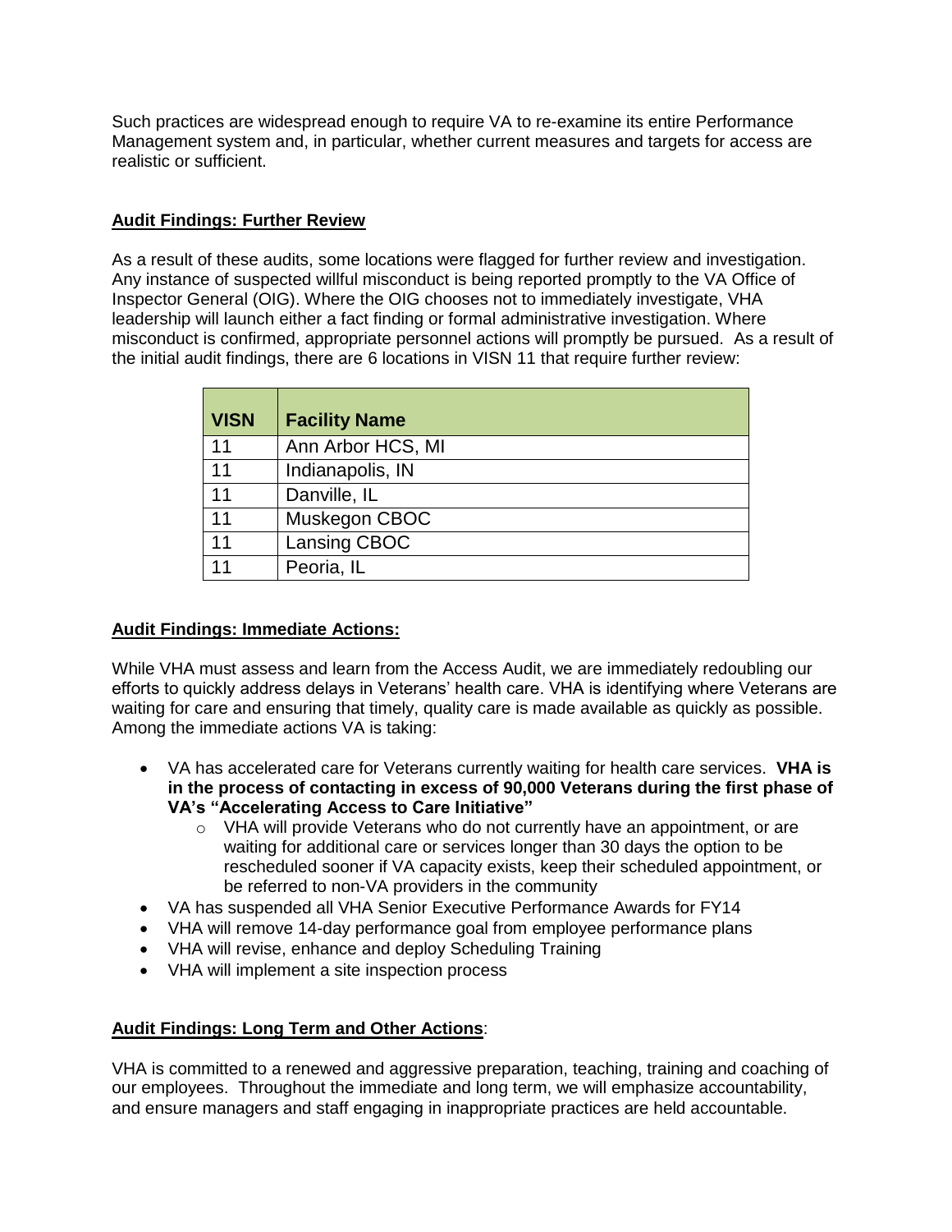Such practices are widespread enough to require VA to re-examine its entire Performance Management system and, in particular, whether current measures and targets for access are realistic or sufficient.

**Audit Findings: Further Review**

As a result of these audits, some locations were flagged for further review and investigation. Any instance of suspected willful misconduct is being reported promptly to the VA Office of Inspector General (OIG). Where the OIG chooses not to immediately investigate, VHA leadership will launch either a fact finding or formal administrative investigation. Where misconduct is confirmed, appropriate personnel actions will promptly be pursued. As a result of the initial audit findings, there are 6 locations in VISN 11 that require further review:

| VISN | Facility Name |
| --- | --- |
| 11 | Ann Arbor HCS, MI |
| 11 | Indianapolis, IN |
| 11 | Danville, IL |
| 11 | Muskegon CBOC |
| 11 | Lansing CBOC |
| 11 | Peoria, IL |

**Audit Findings: Immediate Actions:**

While VHA must assess and learn from the Access Audit, we are immediately redoubling our efforts to quickly address delays in Veterans' health care. VHA is identifying where Veterans are waiting for care and ensuring that timely, quality care is made available as quickly as possible. Among the immediate actions VA is taking:

- VA has accelerated care for Veterans currently waiting for health care services. **VHA is in the process of contacting in excess of 90,000 Veterans during the first phase of VA's "Accelerating Access to Care Initiative"**
  - VHA will provide Veterans who do not currently have an appointment, or are waiting for additional care or services longer than 30 days the option to be rescheduled sooner if VA capacity exists, keep their scheduled appointment, or be referred to non-VA providers in the community
- VA has suspended all VHA Senior Executive Performance Awards for FY14
- VHA will remove 14-day performance goal from employee performance plans
- VHA will revise, enhance and deploy Scheduling Training
- VHA will implement a site inspection process

**Audit Findings: Long Term and Other Actions**:

VHA is committed to a renewed and aggressive preparation, teaching, training and coaching of our employees. Throughout the immediate and long term, we will emphasize accountability, and ensure managers and staff engaging in inappropriate practices are held accountable.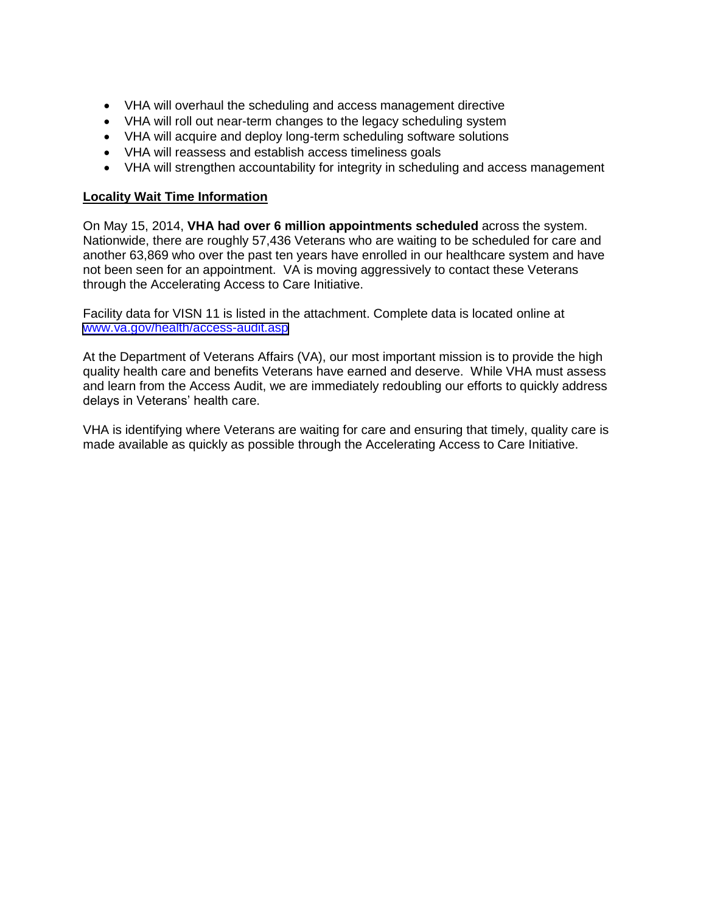- VHA will overhaul the scheduling and access management directive
- VHA will roll out near-term changes to the legacy scheduling system
- VHA will acquire and deploy long-term scheduling software solutions
- VHA will reassess and establish access timeliness goals
- VHA will strengthen accountability for integrity in scheduling and access management

**Locality Wait Time Information**

On May 15, 2014, **VHA had over 6 million appointments scheduled** across the system. Nationwide, there are roughly 57,436 Veterans who are waiting to be scheduled for care and another 63,869 who over the past ten years have enrolled in our healthcare system and have not been seen for an appointment. VA is moving aggressively to contact these Veterans through the Accelerating Access to Care Initiative.

Facility data for VISN 11 is listed in the attachment. Complete data is located online at www.va.gov/health/access-audit.asp

At the Department of Veterans Affairs (VA), our most important mission is to provide the high quality health care and benefits Veterans have earned and deserve. While VHA must assess and learn from the Access Audit, we are immediately redoubling our efforts to quickly address delays in Veterans' health care.

VHA is identifying where Veterans are waiting for care and ensuring that timely, quality care is made available as quickly as possible through the Accelerating Access to Care Initiative.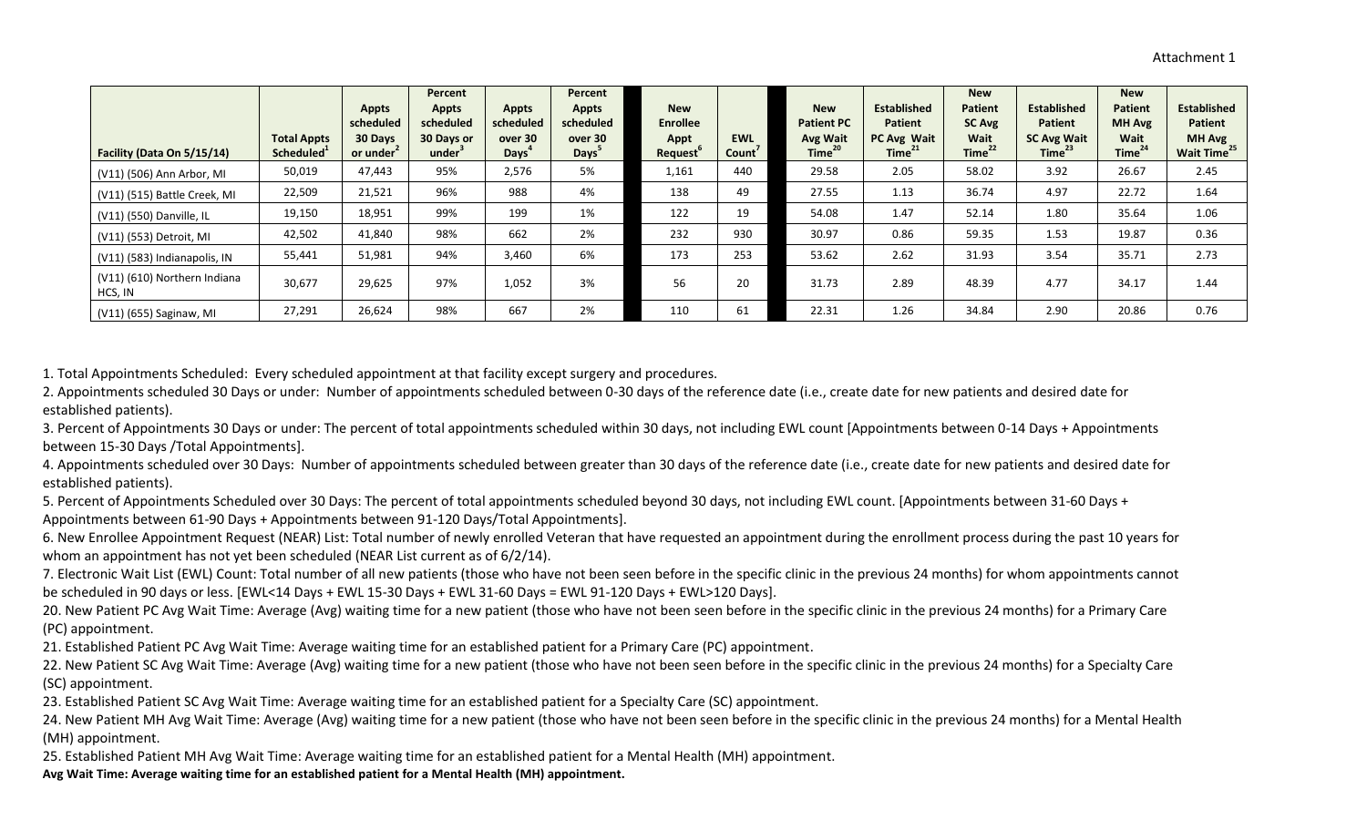Attachment 1

| Facility (Data On 5/15/14) | Total Appts Scheduled[1] | Appts scheduled 30 Days or under[2] | Percent Appts scheduled 30 Days or under[3] | Appts scheduled over 30 Days[4] | Percent Appts scheduled over 30 Days[5] | | New Enrollee Appt Request[6] | EWL Count[7] | | New Patient PC Avg Wait Time[20] | Established Patient PC Avg Wait Time[21] | New Patient SC Avg Wait Time[22] | Established Patient SC Avg Wait Time[23] | New Patient MH Avg Wait Time[24] | Established Patient MH Avg Wait Time[25] |
|---|---|---|---|---|---|---|---|---|---|---|---|---|---|---|---|
| (V11) (506) Ann Arbor, MI | 50,019 | 47,443 | 95% | 2,576 | 5% | | 1,161 | 440 | | 29.58 | 2.05 | 58.02 | 3.92 | 26.67 | 2.45 |
| (V11) (515) Battle Creek, MI | 22,509 | 21,521 | 96% | 988 | 4% | | 138 | 49 | | 27.55 | 1.13 | 36.74 | 4.97 | 22.72 | 1.64 |
| (V11) (550) Danville, IL | 19,150 | 18,951 | 99% | 199 | 1% | | 122 | 19 | | 54.08 | 1.47 | 52.14 | 1.80 | 35.64 | 1.06 |
| (V11) (553) Detroit, MI | 42,502 | 41,840 | 98% | 662 | 2% | | 232 | 930 | | 30.97 | 0.86 | 59.35 | 1.53 | 19.87 | 0.36 |
| (V11) (583) Indianapolis, IN | 55,441 | 51,981 | 94% | 3,460 | 6% | | 173 | 253 | | 53.62 | 2.62 | 31.93 | 3.54 | 35.71 | 2.73 |
| (V11) (610) Northern Indiana HCS, IN | 30,677 | 29,625 | 97% | 1,052 | 3% | | 56 | 20 | | 31.73 | 2.89 | 48.39 | 4.77 | 34.17 | 1.44 |
| (V11) (655) Saginaw, MI | 27,291 | 26,624 | 98% | 667 | 2% | | 110 | 61 | | 22.31 | 1.26 | 34.84 | 2.90 | 20.86 | 0.76 |

1. Total Appointments Scheduled: Every scheduled appointment at that facility except surgery and procedures.
2. Appointments scheduled 30 Days or under: Number of appointments scheduled between 0-30 days of the reference date (i.e., create date for new patients and desired date for established patients).
3. Percent of Appointments 30 Days or under: The percent of total appointments scheduled within 30 days, not including EWL count [Appointments between 0-14 Days + Appointments between 15-30 Days /Total Appointments].
4. Appointments scheduled over 30 Days: Number of appointments scheduled between greater than 30 days of the reference date (i.e., create date for new patients and desired date for established patients).
5. Percent of Appointments Scheduled over 30 Days: The percent of total appointments scheduled beyond 30 days, not including EWL count. [Appointments between 31-60 Days + Appointments between 61-90 Days + Appointments between 91-120 Days/Total Appointments].
6. New Enrollee Appointment Request (NEAR) List: Total number of newly enrolled Veteran that have requested an appointment during the enrollment process during the past 10 years for whom an appointment has not yet been scheduled (NEAR List current as of 6/2/14).
7. Electronic Wait List (EWL) Count: Total number of all new patients (those who have not been seen before in the specific clinic in the previous 24 months) for whom appointments cannot be scheduled in 90 days or less. [EWL<14 Days + EWL 15-30 Days + EWL 31-60 Days = EWL 91-120 Days + EWL>120 Days].
20. New Patient PC Avg Wait Time: Average (Avg) waiting time for a new patient (those who have not been seen before in the specific clinic in the previous 24 months) for a Primary Care (PC) appointment.
21. Established Patient PC Avg Wait Time: Average waiting time for an established patient for a Primary Care (PC) appointment.
22. New Patient SC Avg Wait Time: Average (Avg) waiting time for a new patient (those who have not been seen before in the specific clinic in the previous 24 months) for a Specialty Care (SC) appointment.
23. Established Patient SC Avg Wait Time: Average waiting time for an established patient for a Specialty Care (SC) appointment.
24. New Patient MH Avg Wait Time: Average (Avg) waiting time for a new patient (those who have not been seen before in the specific clinic in the previous 24 months) for a Mental Health (MH) appointment.
25. Established Patient MH Avg Wait Time: Average waiting time for an established patient for a Mental Health (MH) appointment.

**Avg Wait Time: Average waiting time for an established patient for a Mental Health (MH) appointment.**